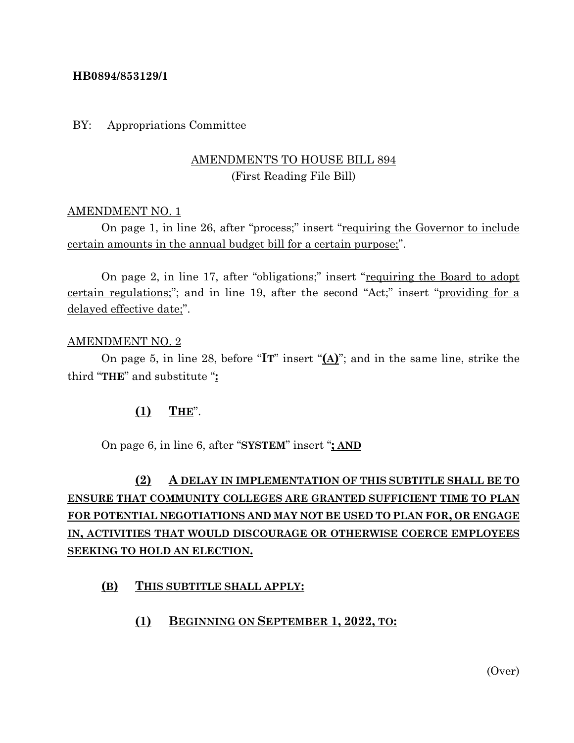**HB0894/853129/1**

BY: Appropriations Committee

AMENDMENTS TO HOUSE BILL 894
(First Reading File Bill)

AMENDMENT NO. 1

On page 1, in line 26, after "process;" insert "requiring the Governor to include certain amounts in the annual budget bill for a certain purpose;".

On page 2, in line 17, after "obligations;" insert "requiring the Board to adopt certain regulations;"; and in line 19, after the second "Act;" insert "providing for a delayed effective date;".

AMENDMENT NO. 2

On page 5, in line 28, before "**IT**" insert "**(A)**"; and in the same line, strike the third "**THE**" and substitute "**:**

**(1) THE**".

On page 6, in line 6, after "**SYSTEM**" insert "**; AND**

**(2) A DELAY IN IMPLEMENTATION OF THIS SUBTITLE SHALL BE TO ENSURE THAT COMMUNITY COLLEGES ARE GRANTED SUFFICIENT TIME TO PLAN FOR POTENTIAL NEGOTIATIONS AND MAY NOT BE USED TO PLAN FOR, OR ENGAGE IN, ACTIVITIES THAT WOULD DISCOURAGE OR OTHERWISE COERCE EMPLOYEES SEEKING TO HOLD AN ELECTION.**

**(B) THIS SUBTITLE SHALL APPLY:**

**(1) BEGINNING ON SEPTEMBER 1, 2022, TO:**

(Over)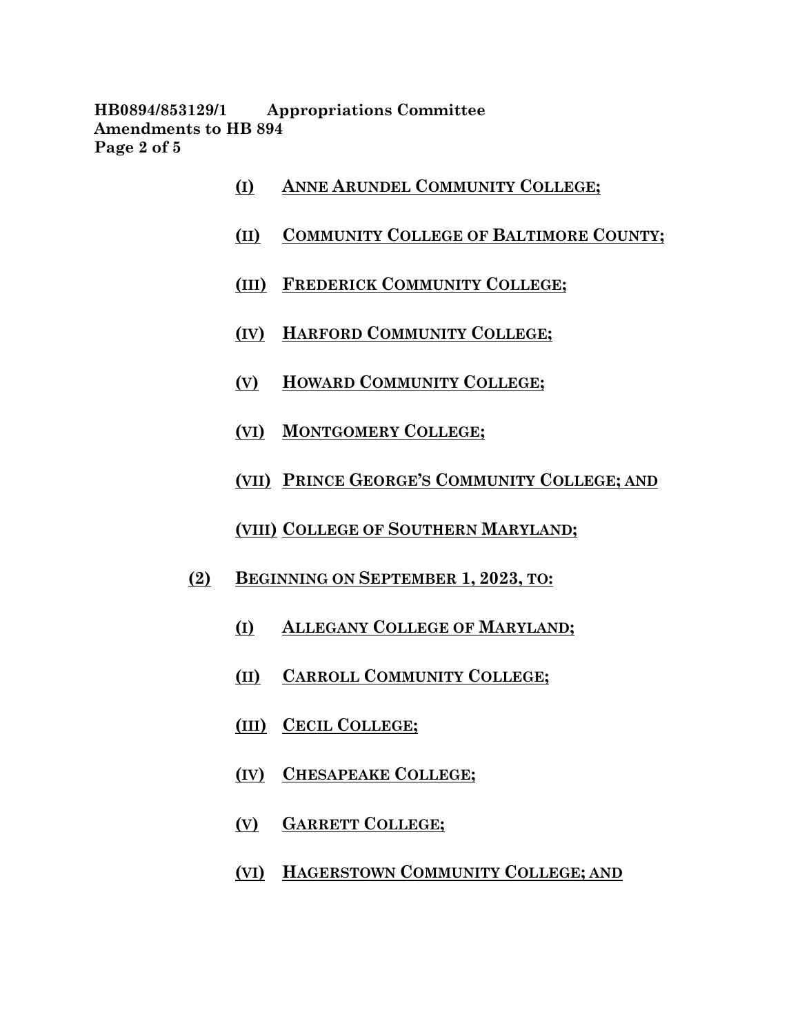**HB0894/853129/1 Appropriations Committee**
**Amendments to HB 894**

<u>(I) ANNE ARUNDEL COMMUNITY COLLEGE;</u>

<u>(II) COMMUNITY COLLEGE OF BALTIMORE COUNTY;</u>

<u>(III) FREDERICK COMMUNITY COLLEGE;</u>

<u>(IV) HARFORD COMMUNITY COLLEGE;</u>

<u>(V) HOWARD COMMUNITY COLLEGE;</u>

<u>(VI) MONTGOMERY COLLEGE;</u>

<u>(VII) PRINCE GEORGE'S COMMUNITY COLLEGE; AND</u>

<u>(VIII) COLLEGE OF SOUTHERN MARYLAND;</u>

<u>(2) BEGINNING ON SEPTEMBER 1, 2023, TO:</u>

<u>(I) ALLEGANY COLLEGE OF MARYLAND;</u>

<u>(II) CARROLL COMMUNITY COLLEGE;</u>

<u>(III) CECIL COLLEGE;</u>

<u>(IV) CHESAPEAKE COLLEGE;</u>

<u>(V) GARRETT COLLEGE;</u>

<u>(VI) HAGERSTOWN COMMUNITY COLLEGE; AND</u>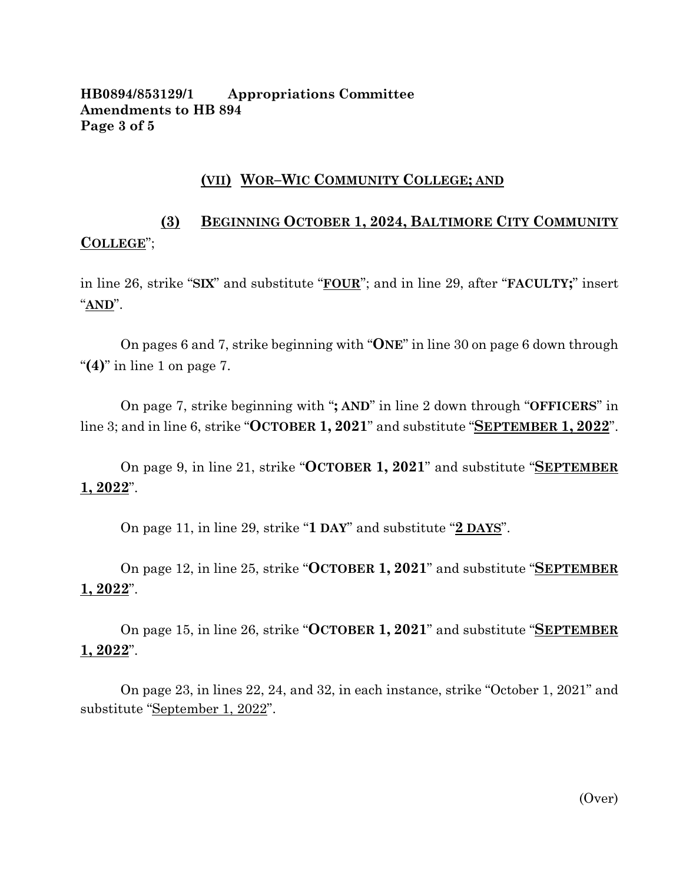(VII) WOR–WIC COMMUNITY COLLEGE; AND

(3) BEGINNING OCTOBER 1, 2024, BALTIMORE CITY COMMUNITY COLLEGE";

in line 26, strike "SIX" and substitute "FOUR"; and in line 29, after "FACULTY;" insert "AND".

On pages 6 and 7, strike beginning with "ONE" in line 30 on page 6 down through "(4)" in line 1 on page 7.

On page 7, strike beginning with "; AND" in line 2 down through "OFFICERS" in line 3; and in line 6, strike "OCTOBER 1, 2021" and substitute "SEPTEMBER 1, 2022".

On page 9, in line 21, strike "OCTOBER 1, 2021" and substitute "SEPTEMBER 1, 2022".

On page 11, in line 29, strike "1 DAY" and substitute "2 DAYS".

On page 12, in line 25, strike "OCTOBER 1, 2021" and substitute "SEPTEMBER 1, 2022".

On page 15, in line 26, strike "OCTOBER 1, 2021" and substitute "SEPTEMBER 1, 2022".

On page 23, in lines 22, 24, and 32, in each instance, strike "October 1, 2021" and substitute "September 1, 2022".

(Over)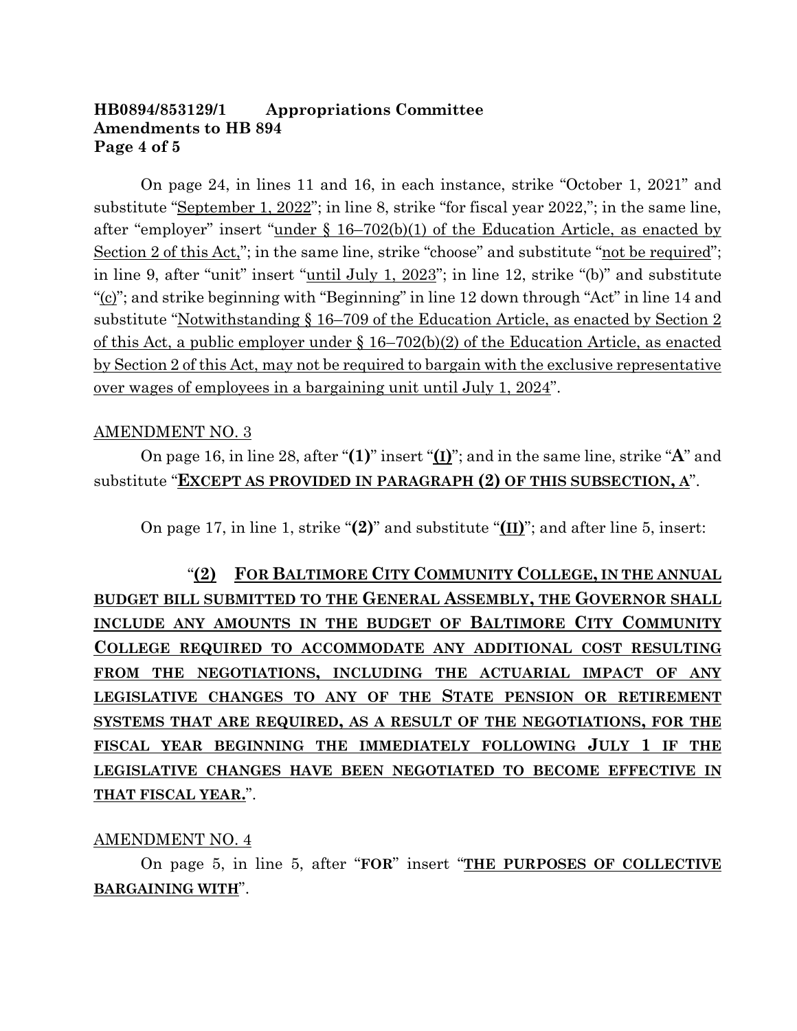**HB0894/853129/1 Appropriations Committee**
**Amendments to HB 894**

On page 24, in lines 11 and 16, in each instance, strike "October 1, 2021" and substitute "September 1, 2022"; in line 8, strike "for fiscal year 2022,"; in the same line, after "employer" insert "under § 16–702(b)(1) of the Education Article, as enacted by Section 2 of this Act,"; in the same line, strike "choose" and substitute "not be required"; in line 9, after "unit" insert "until July 1, 2023"; in line 12, strike "(b)" and substitute "(c)"; and strike beginning with "Beginning" in line 12 down through "Act" in line 14 and substitute "Notwithstanding § 16–709 of the Education Article, as enacted by Section 2 of this Act, a public employer under § 16–702(b)(2) of the Education Article, as enacted by Section 2 of this Act, may not be required to bargain with the exclusive representative over wages of employees in a bargaining unit until July 1, 2024".

AMENDMENT NO. 3

On page 16, in line 28, after "**(1)**" insert "**(I)**"; and in the same line, strike "**A**" and substitute "**EXCEPT AS PROVIDED IN PARAGRAPH (2) OF THIS SUBSECTION, A**".

On page 17, in line 1, strike "**(2)**" and substitute "**(II)**"; and after line 5, insert:

"**(2) FOR BALTIMORE CITY COMMUNITY COLLEGE, IN THE ANNUAL BUDGET BILL SUBMITTED TO THE GENERAL ASSEMBLY, THE GOVERNOR SHALL INCLUDE ANY AMOUNTS IN THE BUDGET OF BALTIMORE CITY COMMUNITY COLLEGE REQUIRED TO ACCOMMODATE ANY ADDITIONAL COST RESULTING FROM THE NEGOTIATIONS, INCLUDING THE ACTUARIAL IMPACT OF ANY LEGISLATIVE CHANGES TO ANY OF THE STATE PENSION OR RETIREMENT SYSTEMS THAT ARE REQUIRED, AS A RESULT OF THE NEGOTIATIONS, FOR THE FISCAL YEAR BEGINNING THE IMMEDIATELY FOLLOWING JULY 1 IF THE LEGISLATIVE CHANGES HAVE BEEN NEGOTIATED TO BECOME EFFECTIVE IN THAT FISCAL YEAR.**".

AMENDMENT NO. 4

On page 5, in line 5, after "**FOR**" insert "**THE PURPOSES OF COLLECTIVE BARGAINING WITH**".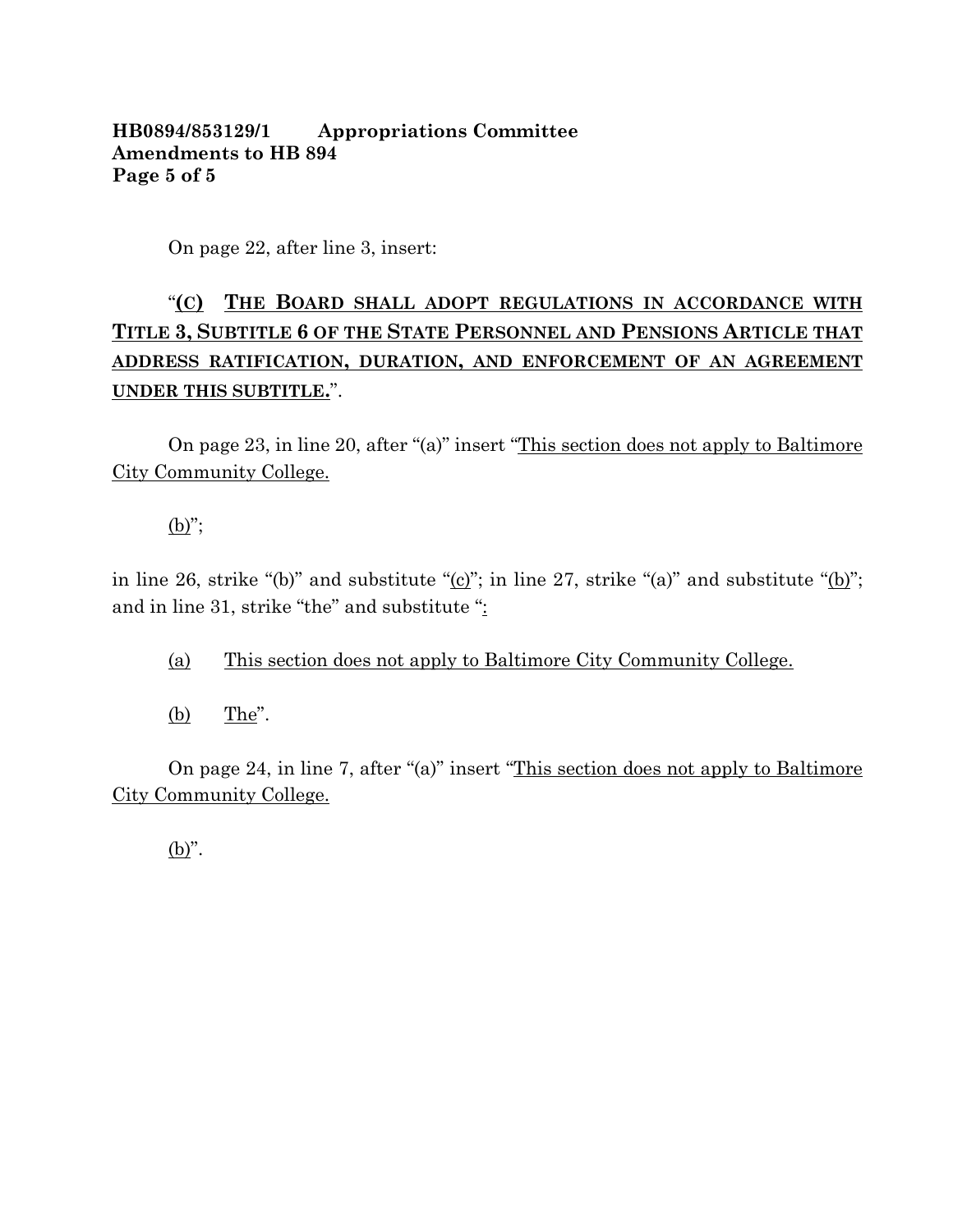On page 22, after line 3, insert:

"**(C) THE BOARD SHALL ADOPT REGULATIONS IN ACCORDANCE WITH TITLE 3, SUBTITLE 6 OF THE STATE PERSONNEL AND PENSIONS ARTICLE THAT ADDRESS RATIFICATION, DURATION, AND ENFORCEMENT OF AN AGREEMENT UNDER THIS SUBTITLE.**".

On page 23, in line 20, after "(a)" insert "This section does not apply to Baltimore City Community College.

(b)";

in line 26, strike "(b)" and substitute "(c)"; in line 27, strike "(a)" and substitute "(b)"; and in line 31, strike "the" and substitute ":

(a) This section does not apply to Baltimore City Community College.

(b) The".

On page 24, in line 7, after "(a)" insert "This section does not apply to Baltimore City Community College.

(b)".